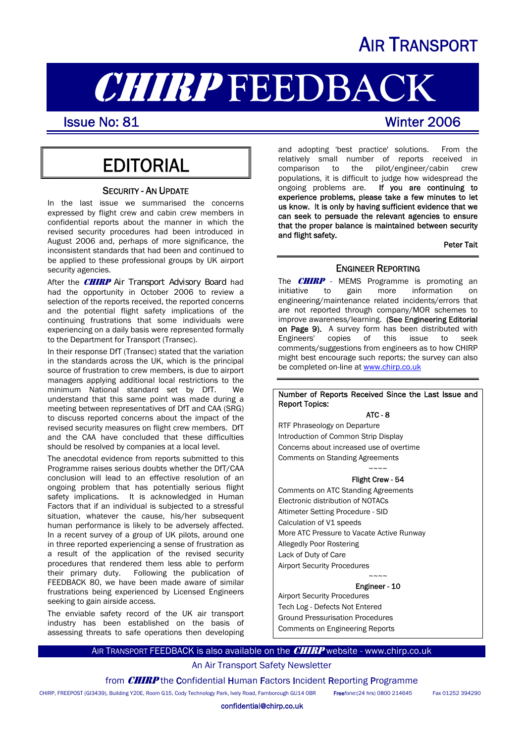AIR TRANSPORT

# CHIRP FEEDBACK

Issue No: 81 Winter 2006

## EDITORIAL

### SECURITY - AN UPDATE

In the last issue we summarised the concerns expressed by flight crew and cabin crew members in confidential reports about the manner in which the revised security procedures had been introduced in August 2006 and, perhaps of more significance, the inconsistent standards that had been and continued to be applied to these professional groups by UK airport security agencies.

After the **CHIRP** Air Transport Advisory Board had had the opportunity in October 2006 to review a selection of the reports received, the reported concerns and the potential flight safety implications of the continuing frustrations that some individuals were experiencing on a daily basis were represented formally to the Department for Transport (Transec).

In their response DfT (Transec) stated that the variation in the standards across the UK, which is the principal source of frustration to crew members, is due to airport managers applying additional local restrictions to the minimum National standard set by DfT. We understand that this same point was made during a meeting between representatives of DfT and CAA (SRG) to discuss reported concerns about the impact of the revised security measures on flight crew members. DfT and the CAA have concluded that these difficulties should be resolved by companies at a local level.

The anecdotal evidence from reports submitted to this Programme raises serious doubts whether the DfT/CAA conclusion will lead to an effective resolution of an ongoing problem that has potentially serious flight safety implications. It is acknowledged in Human Factors that if an individual is subjected to a stressful situation, whatever the cause, his/her subsequent human performance is likely to be adversely affected. In a recent survey of a group of UK pilots, around one in three reported experiencing a sense of frustration as a result of the application of the revised security procedures that rendered them less able to perform their primary duty. Following the publication of FEEDBACK 80, we have been made aware of similar frustrations being experienced by Licensed Engineers seeking to gain airside access.

The enviable safety record of the UK air transport industry has been established on the basis of assessing threats to safe operations then developing and adopting 'best practice' solutions. From the relatively small number of reports received in comparison to the pilot/engineer/cabin crew populations, it is difficult to judge how widespread the ongoing problems are. **If you are continuing to experience problems, please take a few minutes to let us know. It is only by having sufficient evidence that we can seek to persuade the relevant agencies to ensure that the proper balance is maintained between security and flight safety.**

**Peter Tait**

### ENGINEER REPORTING

The **CHIRP** - MEMS Programme is promoting an initiative to gain more information on engineering/maintenance related incidents/errors that are not reported through company/MOR schemes to improve awareness/learning. **(See Engineering Editorial on Page 9).** A survey form has been distributed with Engineers' copies of this issue to seek comments/suggestions from engineers as to how CHIRP might best encourage such reports; the survey can also be completed on-line at www.chirp.co.uk

**Number of Reports Received Since the Last Issue and Report Topics:**

**ATC - 8**

- RTF Phraseology on Departure
- Introduction of Common Strip Display
- Concerns about increased use of overtime
- Comments on Standing Agreements

~~~~

**Flight Crew - 54**

- Comments on ATC Standing Agreements
- Electronic distribution of NOTACs
- Altimeter Setting Procedure - SID
- Calculation of V1 speeds
- More ATC Pressure to Vacate Active Runway
- Allegedly Poor Rostering
- Lack of Duty of Care
- Airport Security Procedures

~~~~

**Engineer - 10**

- Airport Security Procedures
- Tech Log - Defects Not Entered
- Ground Pressurisation Procedures
- Comments on Engineering Reports

AIR TRANSPORT FEEDBACK is also available on the **CHIRP** website - www.chirp.co.uk

An Air Transport Safety Newsletter

from **CHIRP** the Confidential Human Factors Incident Reporting Programme

CHIRP, FREEPOST (GI3439), Building Y20E, Room G15, Cody Technology Park, Ively Road, Farnborough GU14 0BR Freefone:(24 hrs) 0800 214645 Fax 01252 394290

confidential@chirp.co.uk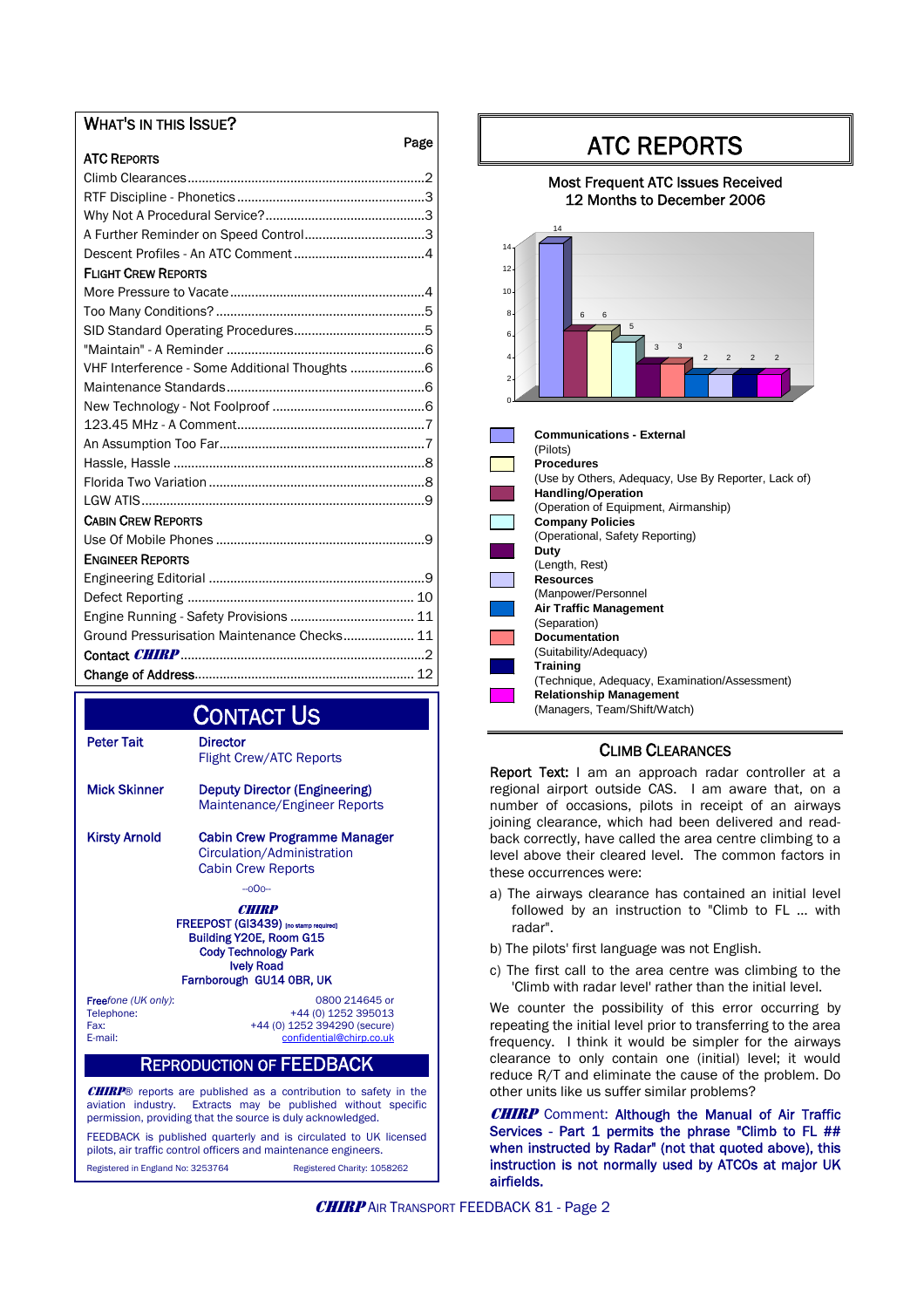## WHAT'S IN THIS ISSUE?

| | Page |
|---|---|
| **ATC REPORTS** | |
| Climb Clearances | 2 |
| RTF Discipline - Phonetics | 3 |
| Why Not A Procedural Service? | 3 |
| A Further Reminder on Speed Control | 3 |
| Descent Profiles - An ATC Comment | 4 |
| **FLIGHT CREW REPORTS** | |
| More Pressure to Vacate | 4 |
| Too Many Conditions? | 5 |
| SID Standard Operating Procedures | 5 |
| "Maintain" - A Reminder | 6 |
| VHF Interference - Some Additional Thoughts | 6 |
| Maintenance Standards | 6 |
| New Technology - Not Foolproof | 6 |
| 123.45 MHz - A Comment | 7 |
| An Assumption Too Far | 7 |
| Hassle, Hassle | 8 |
| Florida Two Variation | 8 |
| LGW ATIS | 9 |
| **CABIN CREW REPORTS** | |
| Use Of Mobile Phones | 9 |
| **ENGINEER REPORTS** | |
| Engineering Editorial | 9 |
| Defect Reporting | 10 |
| Engine Running - Safety Provisions | 11 |
| Ground Pressurisation Maintenance Checks | 11 |
| Contact *CHIRP* | 2 |
| Change of Address | 12 |

## CONTACT US

**Peter Tait** — **Director**
Flight Crew/ATC Reports

**Mick Skinner** — **Deputy Director (Engineering)**
Maintenance/Engineer Reports

**Kirsty Arnold** — **Cabin Crew Programme Manager**
Circulation/Administration
Cabin Crew Reports

–oOo–

***CHIRP***
FREEPOST (GI3439) [no stamp required]
Building Y20E, Room G15
Cody Technology Park
Ively Road
Farnborough GU14 0BR, UK

Freefone (UK only): 0800 214645 or
Telephone: +44 (0) 1252 395013
Fax: +44 (0) 1252 394290 (secure)
E-mail: confidential@chirp.co.uk

## REPRODUCTION OF FEEDBACK

***CHIRP***® reports are published as a contribution to safety in the aviation industry. Extracts may be published without specific permission, providing that the source is duly acknowledged.

FEEDBACK is published quarterly and is circulated to UK licensed pilots, air traffic control officers and maintenance engineers.

Registered in England No: 3253764 Registered Charity: 1058262

# ATC REPORTS

**Most Frequent ATC Issues Received**
**12 Months to December 2006**

| Issue | Number |
|---|---|
| **Communications - External** (Pilots) | 14 |
| **Handling/Operation** (Operation of Equipment, Airmanship) | 6 |
| **Procedures** (Use by Others, Adequacy, Use By Reporter, Lack of) | 6 |
| **Company Policies** (Operational, Safety Reporting) | 5 |
| **Duty** (Length, Rest) | 3 |
| **Documentation** (Suitability/Adequacy) | 3 |
| **Air Traffic Management** (Separation) | 2 |
| **Resources** (Manpower/Personnel) | 2 |
| **Training** (Technique, Adequacy, Examination/Assessment) | 2 |
| **Relationship Management** (Managers, Team/Shift/Watch) | 2 |

## CLIMB CLEARANCES

**Report Text:** I am an approach radar controller at a regional airport outside CAS. I am aware that, on a number of occasions, pilots in receipt of an airways joining clearance, which had been delivered and read-back correctly, have called the area centre climbing to a level above their cleared level. The common factors in these occurrences were:

a) The airways clearance has contained an initial level followed by an instruction to "Climb to FL ... with radar".

b) The pilots' first language was not English.

c) The first call to the area centre was climbing to the 'Climb with radar level' rather than the initial level.

We counter the possibility of this error occurring by repeating the initial level prior to transferring to the area frequency. I think it would be simpler for the airways clearance to only contain one (initial) level; it would reduce R/T and eliminate the cause of the problem. Do other units like us suffer similar problems?

***CHIRP*** Comment: **Although the Manual of Air Traffic Services - Part 1 permits the phrase "Climb to FL ## when instructed by Radar" (not that quoted above), this instruction is not normally used by ATCOs at major UK airfields.**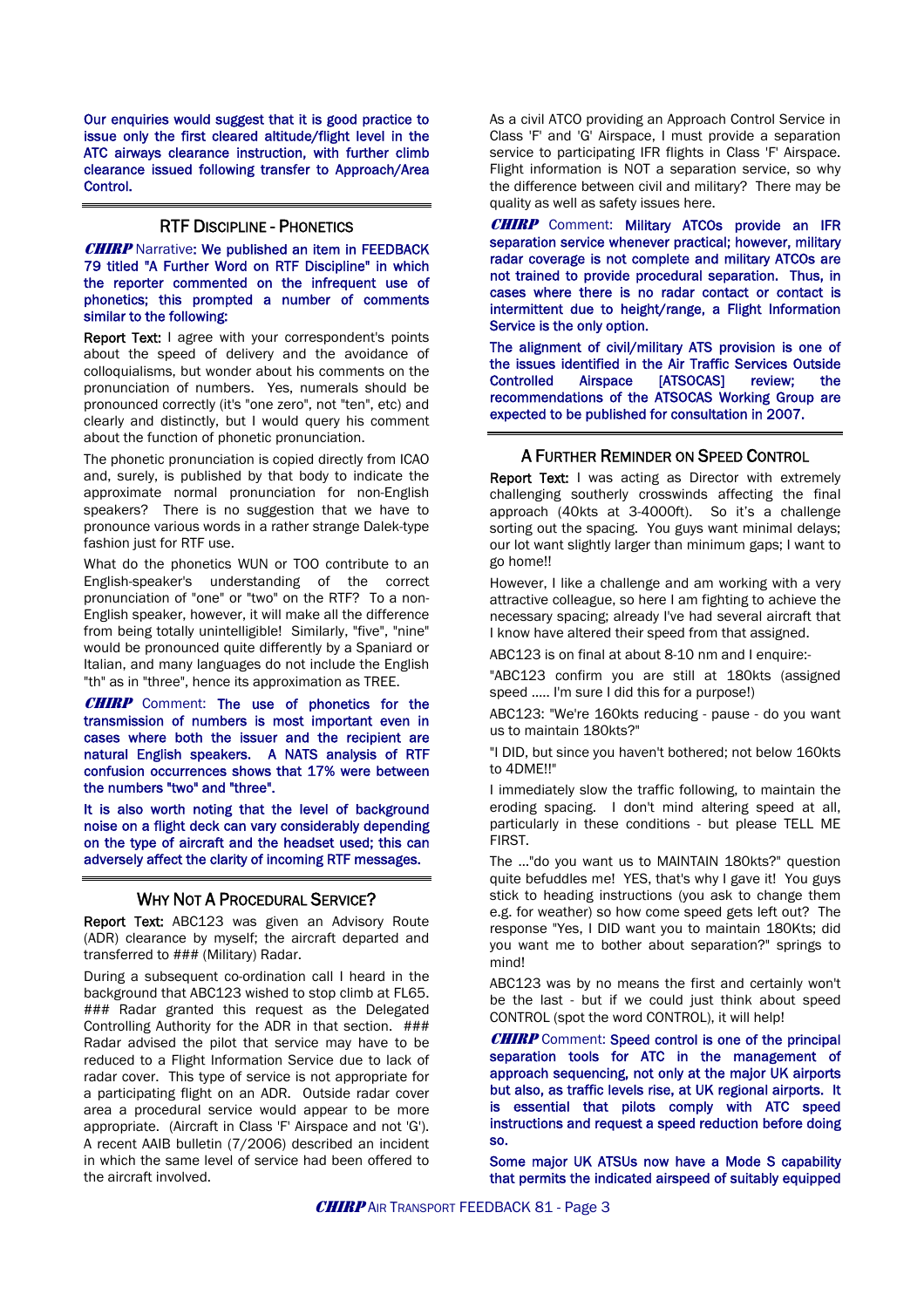**Our enquiries would suggest that it is good practice to issue only the first cleared altitude/flight level in the ATC airways clearance instruction, with further climb clearance issued following transfer to Approach/Area Control.**

## RTF DISCIPLINE - PHONETICS

***CHIRP*** Narrative: **We published an item in FEEDBACK 79 titled "A Further Word on RTF Discipline" in which the reporter commented on the infrequent use of phonetics; this prompted a number of comments similar to the following:**

**Report Text:** I agree with your correspondent's points about the speed of delivery and the avoidance of colloquialisms, but wonder about his comments on the pronunciation of numbers. Yes, numerals should be pronounced correctly (it's "one zero", not "ten", etc) and clearly and distinctly, but I would query his comment about the function of phonetic pronunciation.

The phonetic pronunciation is copied directly from ICAO and, surely, is published by that body to indicate the approximate normal pronunciation for non-English speakers? There is no suggestion that we have to pronounce various words in a rather strange Dalek-type fashion just for RTF use.

What do the phonetics WUN or TOO contribute to an English-speaker's understanding of the correct pronunciation of "one" or "two" on the RTF? To a non-English speaker, however, it will make all the difference from being totally unintelligible! Similarly, "five", "nine" would be pronounced quite differently by a Spaniard or Italian, and many languages do not include the English "th" as in "three", hence its approximation as TREE.

***CHIRP*** Comment: **The use of phonetics for the transmission of numbers is most important even in cases where both the issuer and the recipient are natural English speakers. A NATS analysis of RTF confusion occurrences shows that 17% were between the numbers "two" and "three".**

**It is also worth noting that the level of background noise on a flight deck can vary considerably depending on the type of aircraft and the headset used; this can adversely affect the clarity of incoming RTF messages.**

## WHY NOT A PROCEDURAL SERVICE?

**Report Text:** ABC123 was given an Advisory Route (ADR) clearance by myself; the aircraft departed and transferred to ### (Military) Radar.

During a subsequent co-ordination call I heard in the background that ABC123 wished to stop climb at FL65. ### Radar granted this request as the Delegated Controlling Authority for the ADR in that section. ### Radar advised the pilot that service may have to be reduced to a Flight Information Service due to lack of radar cover. This type of service is not appropriate for a participating flight on an ADR. Outside radar cover area a procedural service would appear to be more appropriate. (Aircraft in Class 'F' Airspace and not 'G'). A recent AAIB bulletin (7/2006) described an incident in which the same level of service had been offered to the aircraft involved.

As a civil ATCO providing an Approach Control Service in Class 'F' and 'G' Airspace, I must provide a separation service to participating IFR flights in Class 'F' Airspace. Flight information is NOT a separation service, so why the difference between civil and military? There may be quality as well as safety issues here.

***CHIRP*** Comment: **Military ATCOs provide an IFR separation service whenever practical; however, military radar coverage is not complete and military ATCOs are not trained to provide procedural separation. Thus, in cases where there is no radar contact or contact is intermittent due to height/range, a Flight Information Service is the only option.**

**The alignment of civil/military ATS provision is one of the issues identified in the Air Traffic Services Outside Controlled Airspace [ATSOCAS] review; the recommendations of the ATSOCAS Working Group are expected to be published for consultation in 2007.**

## A FURTHER REMINDER ON SPEED CONTROL

**Report Text:** I was acting as Director with extremely challenging southerly crosswinds affecting the final approach (40kts at 3-4000ft). So it's a challenge sorting out the spacing. You guys want minimal delays; our lot want slightly larger than minimum gaps; I want to go home!!

However, I like a challenge and am working with a very attractive colleague, so here I am fighting to achieve the necessary spacing; already I've had several aircraft that I know have altered their speed from that assigned.

ABC123 is on final at about 8-10 nm and I enquire:-

"ABC123 confirm you are still at 180kts (assigned speed ..... I'm sure I did this for a purpose!)

ABC123: "We're 160kts reducing - pause - do you want us to maintain 180kts?"

"I DID, but since you haven't bothered; not below 160kts to 4DME!!"

I immediately slow the traffic following, to maintain the eroding spacing. I don't mind altering speed at all, particularly in these conditions - but please TELL ME FIRST.

The ..."do you want us to MAINTAIN 180kts?" question quite befuddles me! YES, that's why I gave it! You guys stick to heading instructions (you ask to change them e.g. for weather) so how come speed gets left out? The response "Yes, I DID want you to maintain 180Kts; did you want me to bother about separation?" springs to mind!

ABC123 was by no means the first and certainly won't be the last - but if we could just think about speed CONTROL (spot the word CONTROL), it will help!

***CHIRP*** Comment: **Speed control is one of the principal separation tools for ATC in the management of approach sequencing, not only at the major UK airports but also, as traffic levels rise, at UK regional airports. It is essential that pilots comply with ATC speed instructions and request a speed reduction before doing so.**

**Some major UK ATSUs now have a Mode S capability that permits the indicated airspeed of suitably equipped**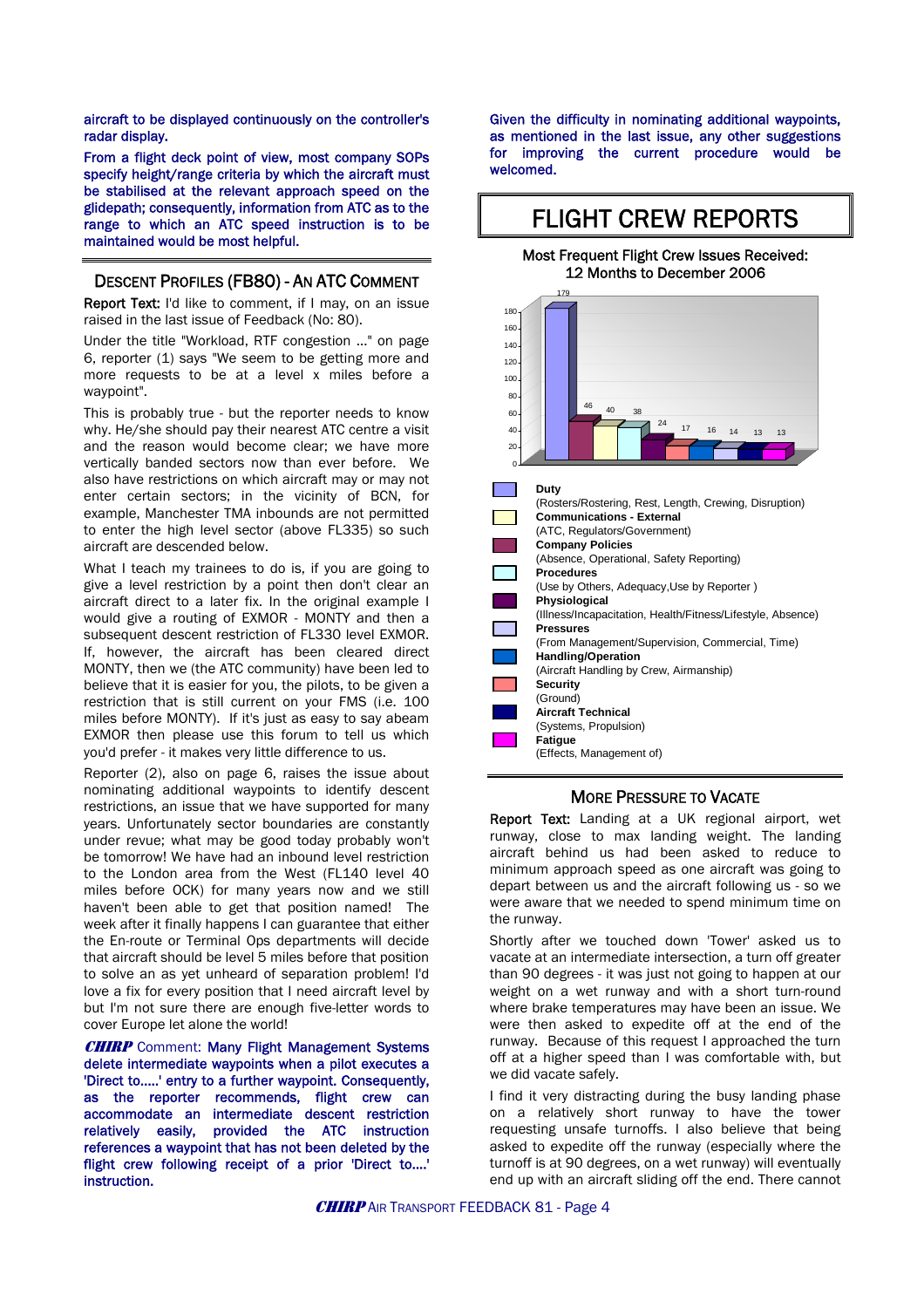aircraft to be displayed continuously on the controller's radar display.

From a flight deck point of view, most company SOPs specify height/range criteria by which the aircraft must be stabilised at the relevant approach speed on the glidepath; consequently, information from ATC as to the range to which an ATC speed instruction is to be maintained would be most helpful.

## DESCENT PROFILES (FB80) - AN ATC COMMENT

**Report Text:** I'd like to comment, if I may, on an issue raised in the last issue of Feedback (No: 80).

Under the title "Workload, RTF congestion ..." on page 6, reporter (1) says "We seem to be getting more and more requests to be at a level x miles before a waypoint".

This is probably true - but the reporter needs to know why. He/she should pay their nearest ATC centre a visit and the reason would become clear; we have more vertically banded sectors now than ever before. We also have restrictions on which aircraft may or may not enter certain sectors; in the vicinity of BCN, for example, Manchester TMA inbounds are not permitted to enter the high level sector (above FL335) so such aircraft are descended below.

What I teach my trainees to do is, if you are going to give a level restriction by a point then don't clear an aircraft direct to a later fix. In the original example I would give a routing of EXMOR - MONTY and then a subsequent descent restriction of FL330 level EXMOR. If, however, the aircraft has been cleared direct MONTY, then we (the ATC community) have been led to believe that it is easier for you, the pilots, to be given a restriction that is still current on your FMS (i.e. 100 miles before MONTY). If it's just as easy to say abeam EXMOR then please use this forum to tell us which you'd prefer - it makes very little difference to us.

Reporter (2), also on page 6, raises the issue about nominating additional waypoints to identify descent restrictions, an issue that we have supported for many years. Unfortunately sector boundaries are constantly under revue; what may be good today probably won't be tomorrow! We have had an inbound level restriction to the London area from the West (FL140 level 40 miles before OCK) for many years now and we still haven't been able to get that position named! The week after it finally happens I can guarantee that either the En-route or Terminal Ops departments will decide that aircraft should be level 5 miles before that position to solve an as yet unheard of separation problem! I'd love a fix for every position that I need aircraft level by but I'm not sure there are enough five-letter words to cover Europe let alone the world!

***CHIRP*** Comment: Many Flight Management Systems delete intermediate waypoints when a pilot executes a 'Direct to.....' entry to a further waypoint. Consequently, as the reporter recommends, flight crew can accommodate an intermediate descent restriction relatively easily, provided the ATC instruction references a waypoint that has not been deleted by the flight crew following receipt of a prior 'Direct to....' instruction.

Given the difficulty in nominating additional waypoints, as mentioned in the last issue, any other suggestions for improving the current procedure would be welcomed.

# FLIGHT CREW REPORTS

**Most Frequent Flight Crew Issues Received: 12 Months to December 2006**

| Issue | Number |
|---|---|
| Duty (Rosters/Rostering, Rest, Length, Crewing, Disruption) | 179 |
| Company Policies (Absence, Operational, Safety Reporting) | 46 |
| Communications - External (ATC, Regulators/Government) | 40 |
| Procedures (Use by Others, Adequacy, Use by Reporter ) | 38 |
| Physiological (Illness/Incapacitation, Health/Fitness/Lifestyle, Absence) | 24 |
| Security (Ground) | 17 |
| Handling/Operation (Aircraft Handling by Crew, Airmanship) | 16 |
| Pressures (From Management/Supervision, Commercial, Time) | 14 |
| Aircraft Technical (Systems, Propulsion) | 13 |
| Fatigue (Effects, Management of) | 13 |

## MORE PRESSURE TO VACATE

**Report Text:** Landing at a UK regional airport, wet runway, close to max landing weight. The landing aircraft behind us had been asked to reduce to minimum approach speed as one aircraft was going to depart between us and the aircraft following us - so we were aware that we needed to spend minimum time on the runway.

Shortly after we touched down 'Tower' asked us to vacate at an intermediate intersection, a turn off greater than 90 degrees - it was just not going to happen at our weight on a wet runway and with a short turn-round where brake temperatures may have been an issue. We were then asked to expedite off at the end of the runway. Because of this request I approached the turn off at a higher speed than I was comfortable with, but we did vacate safely.

I find it very distracting during the busy landing phase on a relatively short runway to have the tower requesting unsafe turnoffs. I also believe that being asked to expedite off the runway (especially where the turnoff is at 90 degrees, on a wet runway) will eventually end up with an aircraft sliding off the end. There cannot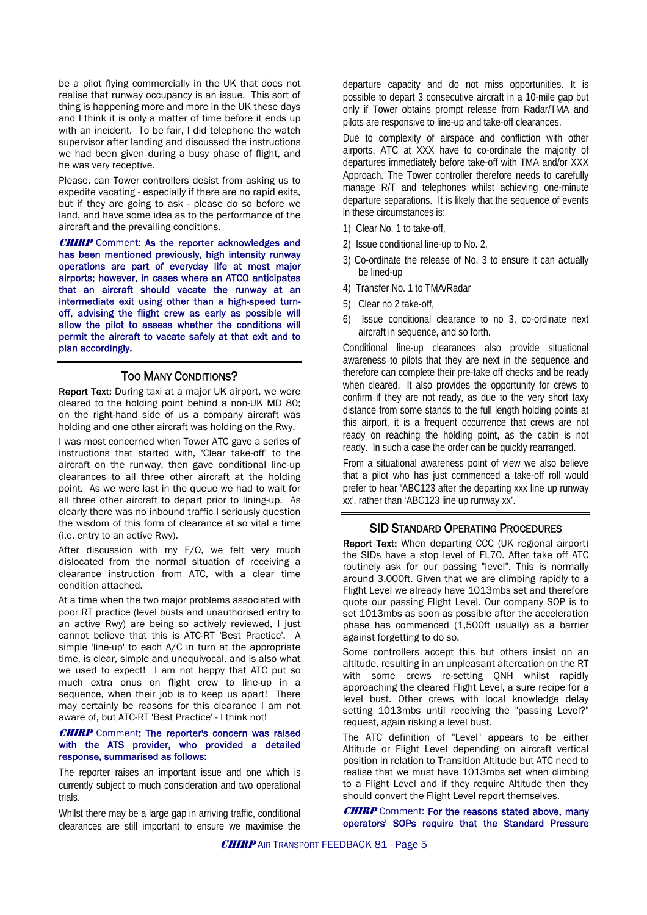be a pilot flying commercially in the UK that does not realise that runway occupancy is an issue. This sort of thing is happening more and more in the UK these days and I think it is only a matter of time before it ends up with an incident. To be fair, I did telephone the watch supervisor after landing and discussed the instructions we had been given during a busy phase of flight, and he was very receptive.

Please, can Tower controllers desist from asking us to expedite vacating - especially if there are no rapid exits, but if they are going to ask - please do so before we land, and have some idea as to the performance of the aircraft and the prevailing conditions.

***CHIRP*** Comment: **As the reporter acknowledges and has been mentioned previously, high intensity runway operations are part of everyday life at most major airports; however, in cases where an ATCO anticipates that an aircraft should vacate the runway at an intermediate exit using other than a high-speed turn-off, advising the flight crew as early as possible will allow the pilot to assess whether the conditions will permit the aircraft to vacate safely at that exit and to plan accordingly.**

## Too Many Conditions?

**Report Text:** During taxi at a major UK airport, we were cleared to the holding point behind a non-UK MD 80; on the right-hand side of us a company aircraft was holding and one other aircraft was holding on the Rwy.

I was most concerned when Tower ATC gave a series of instructions that started with, 'Clear take-off' to the aircraft on the runway, then gave conditional line-up clearances to all three other aircraft at the holding point. As we were last in the queue we had to wait for all three other aircraft to depart prior to lining-up. As clearly there was no inbound traffic I seriously question the wisdom of this form of clearance at so vital a time (i.e. entry to an active Rwy).

After discussion with my F/O, we felt very much dislocated from the normal situation of receiving a clearance instruction from ATC, with a clear time condition attached.

At a time when the two major problems associated with poor RT practice (level busts and unauthorised entry to an active Rwy) are being so actively reviewed, I just cannot believe that this is ATC-RT 'Best Practice'. A simple 'line-up' to each A/C in turn at the appropriate time, is clear, simple and unequivocal, and is also what we used to expect! I am not happy that ATC put so much extra onus on flight crew to line-up in a sequence, when their job is to keep us apart! There may certainly be reasons for this clearance I am not aware of, but ATC-RT 'Best Practice' - I think not!

***CHIRP*** Comment: **The reporter's concern was raised with the ATS provider, who provided a detailed response, summarised as follows:**

The reporter raises an important issue and one which is currently subject to much consideration and two operational trials.

Whilst there may be a large gap in arriving traffic, conditional clearances are still important to ensure we maximise the departure capacity and do not miss opportunities. It is possible to depart 3 consecutive aircraft in a 10-mile gap but only if Tower obtains prompt release from Radar/TMA and pilots are responsive to line-up and take-off clearances.

Due to complexity of airspace and confliction with other airports, ATC at XXX have to co-ordinate the majority of departures immediately before take-off with TMA and/or XXX Approach. The Tower controller therefore needs to carefully manage R/T and telephones whilst achieving one-minute departure separations. It is likely that the sequence of events in these circumstances is:

1) Clear No. 1 to take-off,
2) Issue conditional line-up to No. 2,
3) Co-ordinate the release of No. 3 to ensure it can actually be lined-up
4) Transfer No. 1 to TMA/Radar
5) Clear no 2 take-off,
6) Issue conditional clearance to no 3, co-ordinate next aircraft in sequence, and so forth.

Conditional line-up clearances also provide situational awareness to pilots that they are next in the sequence and therefore can complete their pre-take off checks and be ready when cleared. It also provides the opportunity for crews to confirm if they are not ready, as due to the very short taxy distance from some stands to the full length holding points at this airport, it is a frequent occurrence that crews are not ready on reaching the holding point, as the cabin is not ready. In such a case the order can be quickly rearranged.

From a situational awareness point of view we also believe that a pilot who has just commenced a take-off roll would prefer to hear 'ABC123 after the departing xxx line up runway xx', rather than 'ABC123 line up runway xx'.

## SID Standard Operating Procedures

**Report Text:** When departing CCC (UK regional airport) the SIDs have a stop level of FL70. After take off ATC routinely ask for our passing "level". This is normally around 3,000ft. Given that we are climbing rapidly to a Flight Level we already have 1013mbs set and therefore quote our passing Flight Level. Our company SOP is to set 1013mbs as soon as possible after the acceleration phase has commenced (1,500ft usually) as a barrier against forgetting to do so.

Some controllers accept this but others insist on an altitude, resulting in an unpleasant altercation on the RT with some crews re-setting QNH whilst rapidly approaching the cleared Flight Level, a sure recipe for a level bust. Other crews with local knowledge delay setting 1013mbs until receiving the "passing Level?" request, again risking a level bust.

The ATC definition of "Level" appears to be either Altitude or Flight Level depending on aircraft vertical position in relation to Transition Altitude but ATC need to realise that we must have 1013mbs set when climbing to a Flight Level and if they require Altitude then they should convert the Flight Level report themselves.

***CHIRP*** Comment: **For the reasons stated above, many operators' SOPs require that the Standard Pressure**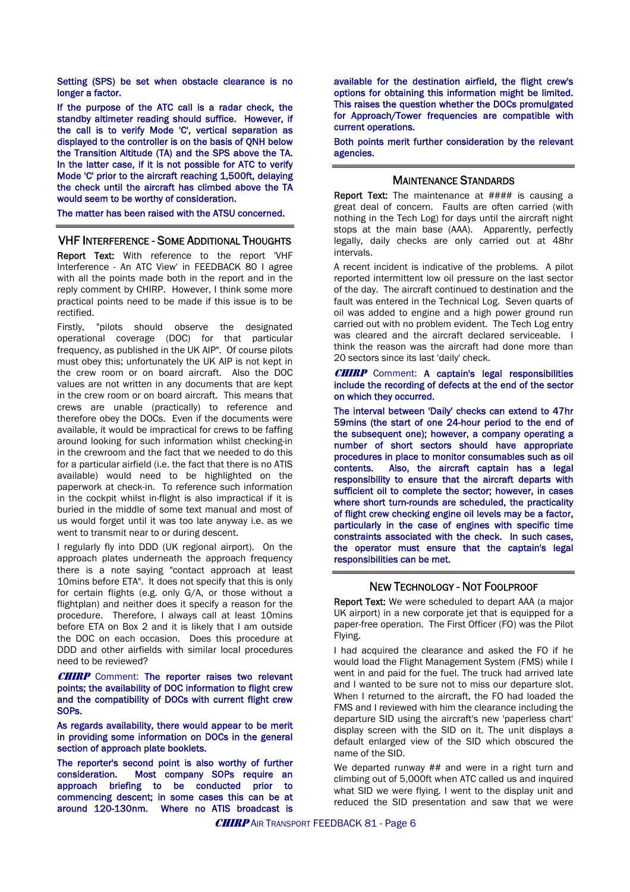Setting (SPS) be set when obstacle clearance is no longer a factor.

If the purpose of the ATC call is a radar check, the standby altimeter reading should suffice. However, if the call is to verify Mode 'C', vertical separation as displayed to the controller is on the basis of QNH below the Transition Altitude (TA) and the SPS above the TA. In the latter case, if it is not possible for ATC to verify Mode 'C' prior to the aircraft reaching 1,500ft, delaying the check until the aircraft has climbed above the TA would seem to be worthy of consideration.

The matter has been raised with the ATSU concerned.

## VHF Interference - Some Additional Thoughts

**Report Text:** With reference to the report 'VHF Interference - An ATC View' in FEEDBACK 80 I agree with all the points made both in the report and in the reply comment by CHIRP. However, I think some more practical points need to be made if this issue is to be rectified.

Firstly, "pilots should observe the designated operational coverage (DOC) for that particular frequency, as published in the UK AIP". Of course pilots must obey this; unfortunately the UK AIP is not kept in the crew room or on board aircraft. Also the DOC values are not written in any documents that are kept in the crew room or on board aircraft. This means that crews are unable (practically) to reference and therefore obey the DOCs. Even if the documents were available, it would be impractical for crews to be faffing around looking for such information whilst checking-in in the crewroom and the fact that we needed to do this for a particular airfield (i.e. the fact that there is no ATIS available) would need to be highlighted on the paperwork at check-in. To reference such information in the cockpit whilst in-flight is also impractical if it is buried in the middle of some text manual and most of us would forget until it was too late anyway i.e. as we went to transmit near to or during descent.

I regularly fly into DDD (UK regional airport). On the approach plates underneath the approach frequency there is a note saying "contact approach at least 10mins before ETA". It does not specify that this is only for certain flights (e.g. only G/A, or those without a flightplan) and neither does it specify a reason for the procedure. Therefore, I always call at least 10mins before ETA on Box 2 and it is likely that I am outside the DOC on each occasion. Does this procedure at DDD and other airfields with similar local procedures need to be reviewed?

***CHIRP*** Comment: The reporter raises two relevant points; the availability of DOC information to flight crew and the compatibility of DOCs with current flight crew SOPs.

As regards availability, there would appear to be merit in providing some information on DOCs in the general section of approach plate booklets.

The reporter's second point is also worthy of further consideration. Most company SOPs require an approach briefing to be conducted prior to commencing descent; in some cases this can be at around 120-130nm. Where no ATIS broadcast is available for the destination airfield, the flight crew's options for obtaining this information might be limited. This raises the question whether the DOCs promulgated for Approach/Tower frequencies are compatible with current operations.

Both points merit further consideration by the relevant agencies.

## Maintenance Standards

**Report Text:** The maintenance at #### is causing a great deal of concern. Faults are often carried (with nothing in the Tech Log) for days until the aircraft night stops at the main base (AAA). Apparently, perfectly legally, daily checks are only carried out at 48hr intervals.

A recent incident is indicative of the problems. A pilot reported intermittent low oil pressure on the last sector of the day. The aircraft continued to destination and the fault was entered in the Technical Log. Seven quarts of oil was added to engine and a high power ground run carried out with no problem evident. The Tech Log entry was cleared and the aircraft declared serviceable. I think the reason was the aircraft had done more than 20 sectors since its last 'daily' check.

***CHIRP*** Comment: A captain's legal responsibilities include the recording of defects at the end of the sector on which they occurred.

The interval between 'Daily' checks can extend to 47hr 59mins (the start of one 24-hour period to the end of the subsequent one); however, a company operating a number of short sectors should have appropriate procedures in place to monitor consumables such as oil contents. Also, the aircraft captain has a legal responsibility to ensure that the aircraft departs with sufficient oil to complete the sector; however, in cases where short turn-rounds are scheduled, the practicality of flight crew checking engine oil levels may be a factor, particularly in the case of engines with specific time constraints associated with the check. In such cases, the operator must ensure that the captain's legal responsibilities can be met.

## New Technology - Not Foolproof

**Report Text:** We were scheduled to depart AAA (a major UK airport) in a new corporate jet that is equipped for a paper-free operation. The First Officer (FO) was the Pilot Flying.

I had acquired the clearance and asked the FO if he would load the Flight Management System (FMS) while I went in and paid for the fuel. The truck had arrived late and I wanted to be sure not to miss our departure slot. When I returned to the aircraft, the FO had loaded the FMS and I reviewed with him the clearance including the departure SID using the aircraft's new 'paperless chart' display screen with the SID on it. The unit displays a default enlarged view of the SID which obscured the name of the SID.

We departed runway ## and were in a right turn and climbing out of 5,000ft when ATC called us and inquired what SID we were flying. I went to the display unit and reduced the SID presentation and saw that we were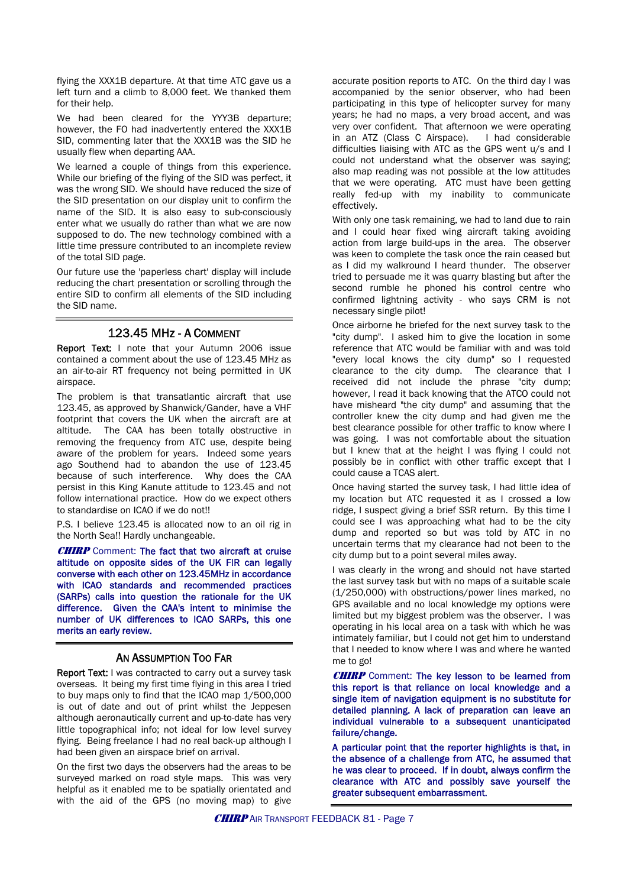flying the XXX1B departure. At that time ATC gave us a left turn and a climb to 8,000 feet. We thanked them for their help.

We had been cleared for the YYY3B departure; however, the FO had inadvertently entered the XXX1B SID, commenting later that the XXX1B was the SID he usually flew when departing AAA.

We learned a couple of things from this experience. While our briefing of the flying of the SID was perfect, it was the wrong SID. We should have reduced the size of the SID presentation on our display unit to confirm the name of the SID. It is also easy to sub-consciously enter what we usually do rather than what we are now supposed to do. The new technology combined with a little time pressure contributed to an incomplete review of the total SID page.

Our future use the 'paperless chart' display will include reducing the chart presentation or scrolling through the entire SID to confirm all elements of the SID including the SID name.

## 123.45 MHz - A Comment

**Report Text:** I note that your Autumn 2006 issue contained a comment about the use of 123.45 MHz as an air-to-air RT frequency not being permitted in UK airspace.

The problem is that transatlantic aircraft that use 123.45, as approved by Shanwick/Gander, have a VHF footprint that covers the UK when the aircraft are at altitude. The CAA has been totally obstructive in removing the frequency from ATC use, despite being aware of the problem for years. Indeed some years ago Southend had to abandon the use of 123.45 because of such interference. Why does the CAA persist in this King Kanute attitude to 123.45 and not follow international practice. How do we expect others to standardise on ICAO if we do not!!

P.S. I believe 123.45 is allocated now to an oil rig in the North Sea!! Hardly unchangeable.

***CHIRP*** Comment: **The fact that two aircraft at cruise altitude on opposite sides of the UK FIR can legally converse with each other on 123.45MHz in accordance with ICAO standards and recommended practices (SARPs) calls into question the rationale for the UK difference. Given the CAA's intent to minimise the number of UK differences to ICAO SARPs, this one merits an early review.**

## An Assumption Too Far

**Report Text:** I was contracted to carry out a survey task overseas. It being my first time flying in this area I tried to buy maps only to find that the ICAO map 1/500,000 is out of date and out of print whilst the Jeppesen although aeronautically current and up-to-date has very little topographical info; not ideal for low level survey flying. Being freelance I had no real back-up although I had been given an airspace brief on arrival.

On the first two days the observers had the areas to be surveyed marked on road style maps. This was very helpful as it enabled me to be spatially orientated and with the aid of the GPS (no moving map) to give accurate position reports to ATC. On the third day I was accompanied by the senior observer, who had been participating in this type of helicopter survey for many years; he had no maps, a very broad accent, and was very over confident. That afternoon we were operating in an ATZ (Class C Airspace). I had considerable difficulties liaising with ATC as the GPS went u/s and I could not understand what the observer was saying; also map reading was not possible at the low attitudes that we were operating. ATC must have been getting really fed-up with my inability to communicate effectively.

With only one task remaining, we had to land due to rain and I could hear fixed wing aircraft taking avoiding action from large build-ups in the area. The observer was keen to complete the task once the rain ceased but as I did my walkround I heard thunder. The observer tried to persuade me it was quarry blasting but after the second rumble he phoned his control centre who confirmed lightning activity - who says CRM is not necessary single pilot!

Once airborne he briefed for the next survey task to the "city dump". I asked him to give the location in some reference that ATC would be familiar with and was told "every local knows the city dump" so I requested clearance to the city dump. The clearance that I received did not include the phrase "city dump; however, I read it back knowing that the ATCO could not have misheard "the city dump" and assuming that the controller knew the city dump and had given me the best clearance possible for other traffic to know where I was going. I was not comfortable about the situation but I knew that at the height I was flying I could not possibly be in conflict with other traffic except that I could cause a TCAS alert.

Once having started the survey task, I had little idea of my location but ATC requested it as I crossed a low ridge, I suspect giving a brief SSR return. By this time I could see I was approaching what had to be the city dump and reported so but was told by ATC in no uncertain terms that my clearance had not been to the city dump but to a point several miles away.

I was clearly in the wrong and should not have started the last survey task but with no maps of a suitable scale (1/250,000) with obstructions/power lines marked, no GPS available and no local knowledge my options were limited but my biggest problem was the observer. I was operating in his local area on a task with which he was intimately familiar, but I could not get him to understand that I needed to know where I was and where he wanted me to go!

***CHIRP*** Comment: **The key lesson to be learned from this report is that reliance on local knowledge and a single item of navigation equipment is no substitute for detailed planning. A lack of preparation can leave an individual vulnerable to a subsequent unanticipated failure/change.**

**A particular point that the reporter highlights is that, in the absence of a challenge from ATC, he assumed that he was clear to proceed. If in doubt, always confirm the clearance with ATC and possibly save yourself the greater subsequent embarrassment.**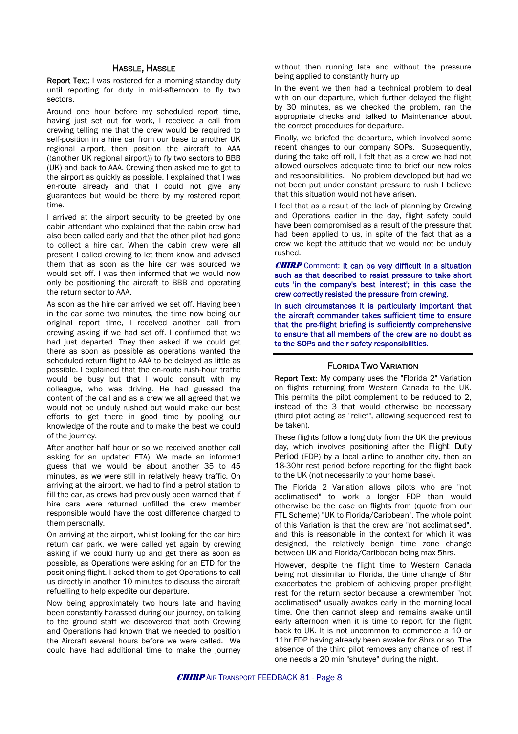## HASSLE, HASSLE

**Report Text:** I was rostered for a morning standby duty until reporting for duty in mid-afternoon to fly two sectors.

Around one hour before my scheduled report time, having just set out for work, I received a call from crewing telling me that the crew would be required to self-position in a hire car from our base to another UK regional airport, then position the aircraft to AAA ((another UK regional airport)) to fly two sectors to BBB (UK) and back to AAA. Crewing then asked me to get to the airport as quickly as possible. I explained that I was en-route already and that I could not give any guarantees but would be there by my rostered report time.

I arrived at the airport security to be greeted by one cabin attendant who explained that the cabin crew had also been called early and that the other pilot had gone to collect a hire car. When the cabin crew were all present I called crewing to let them know and advised them that as soon as the hire car was sourced we would set off. I was then informed that we would now only be positioning the aircraft to BBB and operating the return sector to AAA.

As soon as the hire car arrived we set off. Having been in the car some two minutes, the time now being our original report time, I received another call from crewing asking if we had set off. I confirmed that we had just departed. They then asked if we could get there as soon as possible as operations wanted the scheduled return flight to AAA to be delayed as little as possible. I explained that the en-route rush-hour traffic would be busy but that I would consult with my colleague, who was driving. He had guessed the content of the call and as a crew we all agreed that we would not be unduly rushed but would make our best efforts to get there in good time by pooling our knowledge of the route and to make the best we could of the journey.

After another half hour or so we received another call asking for an updated ETA). We made an informed guess that we would be about another 35 to 45 minutes, as we were still in relatively heavy traffic. On arriving at the airport, we had to find a petrol station to fill the car, as crews had previously been warned that if hire cars were returned unfilled the crew member responsible would have the cost difference charged to them personally.

On arriving at the airport, whilst looking for the car hire return car park, we were called yet again by crewing asking if we could hurry up and get there as soon as possible, as Operations were asking for an ETD for the positioning flight. I asked them to get Operations to call us directly in another 10 minutes to discuss the aircraft refuelling to help expedite our departure.

Now being approximately two hours late and having been constantly harassed during our journey, on talking to the ground staff we discovered that both Crewing and Operations had known that we needed to position the Aircraft several hours before we were called. We could have had additional time to make the journey without then running late and without the pressure being applied to constantly hurry up

In the event we then had a technical problem to deal with on our departure, which further delayed the flight by 30 minutes, as we checked the problem, ran the appropriate checks and talked to Maintenance about the correct procedures for departure.

Finally, we briefed the departure, which involved some recent changes to our company SOPs. Subsequently, during the take off roll, I felt that as a crew we had not allowed ourselves adequate time to brief our new roles and responsibilities. No problem developed but had we not been put under constant pressure to rush I believe that this situation would not have arisen.

I feel that as a result of the lack of planning by Crewing and Operations earlier in the day, flight safety could have been compromised as a result of the pressure that had been applied to us, in spite of the fact that as a crew we kept the attitude that we would not be unduly rushed.

***CHIRP*** Comment: **It can be very difficult in a situation such as that described to resist pressure to take short cuts 'in the company's best interest'; in this case the crew correctly resisted the pressure from crewing.**

**In such circumstances it is particularly important that the aircraft commander takes sufficient time to ensure that the pre-flight briefing is sufficiently comprehensive to ensure that all members of the crew are no doubt as to the SOPs and their safety responsibilities.**

---

## FLORIDA TWO VARIATION

**Report Text:** My company uses the "Florida 2" Variation on flights returning from Western Canada to the UK. This permits the pilot complement to be reduced to 2, instead of the 3 that would otherwise be necessary (third pilot acting as "relief", allowing sequenced rest to be taken).

These flights follow a long duty from the UK the previous day, which involves positioning after the Flight Duty Period (FDP) by a local airline to another city, then an 18-30hr rest period before reporting for the flight back to the UK (not necessarily to your home base).

The Florida 2 Variation allows pilots who are "not acclimatised" to work a longer FDP than would otherwise be the case on flights from (quote from our FTL Scheme) "UK to Florida/Caribbean". The whole point of this Variation is that the crew are "not acclimatised", and this is reasonable in the context for which it was designed, the relatively benign time zone change between UK and Florida/Caribbean being max 5hrs.

However, despite the flight time to Western Canada being not dissimilar to Florida, the time change of 8hr exacerbates the problem of achieving proper pre-flight rest for the return sector because a crewmember "not acclimatised" usually awakes early in the morning local time. One then cannot sleep and remains awake until early afternoon when it is time to report for the flight back to UK. It is not uncommon to commence a 10 or 11hr FDP having already been awake for 8hrs or so. The absence of the third pilot removes any chance of rest if one needs a 20 min "shuteye" during the night.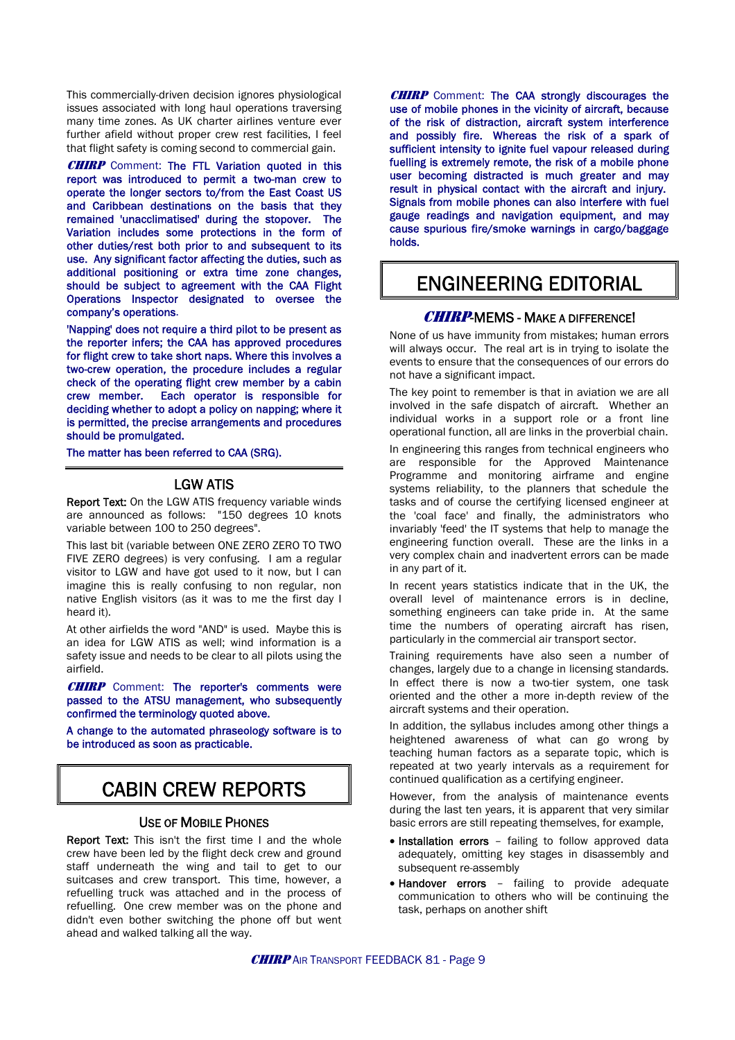This commercially-driven decision ignores physiological issues associated with long haul operations traversing many time zones. As UK charter airlines venture ever further afield without proper crew rest facilities, I feel that flight safety is coming second to commercial gain.

**CHIRP** Comment: **The FTL Variation quoted in this report was introduced to permit a two-man crew to operate the longer sectors to/from the East Coast US and Caribbean destinations on the basis that they remained 'unacclimatised' during the stopover. The Variation includes some protections in the form of other duties/rest both prior to and subsequent to its use. Any significant factor affecting the duties, such as additional positioning or extra time zone changes, should be subject to agreement with the CAA Flight Operations Inspector designated to oversee the company's operations.**

**'Napping' does not require a third pilot to be present as the reporter infers; the CAA has approved procedures for flight crew to take short naps. Where this involves a two-crew operation, the procedure includes a regular check of the operating flight crew member by a cabin crew member. Each operator is responsible for deciding whether to adopt a policy on napping; where it is permitted, the precise arrangements and procedures should be promulgated.**

**The matter has been referred to CAA (SRG).**

## LGW ATIS

**Report Text:** On the LGW ATIS frequency variable winds are announced as follows: "150 degrees 10 knots variable between 100 to 250 degrees".

This last bit (variable between ONE ZERO ZERO TO TWO FIVE ZERO degrees) is very confusing. I am a regular visitor to LGW and have got used to it now, but I can imagine this is really confusing to non regular, non native English visitors (as it was to me the first day I heard it).

At other airfields the word "AND" is used. Maybe this is an idea for LGW ATIS as well; wind information is a safety issue and needs to be clear to all pilots using the airfield.

**CHIRP** Comment: **The reporter's comments were passed to the ATSU management, who subsequently confirmed the terminology quoted above.**

**A change to the automated phraseology software is to be introduced as soon as practicable.**

# CABIN CREW REPORTS

## Use of Mobile Phones

**Report Text:** This isn't the first time I and the whole crew have been led by the flight deck crew and ground staff underneath the wing and tail to get to our suitcases and crew transport. This time, however, a refuelling truck was attached and in the process of refuelling. One crew member was on the phone and didn't even bother switching the phone off but went ahead and walked talking all the way.

**CHIRP** Comment: **The CAA strongly discourages the use of mobile phones in the vicinity of aircraft, because of the risk of distraction, aircraft system interference and possibly fire. Whereas the risk of a spark of sufficient intensity to ignite fuel vapour released during fuelling is extremely remote, the risk of a mobile phone user becoming distracted is much greater and may result in physical contact with the aircraft and injury. Signals from mobile phones can also interfere with fuel gauge readings and navigation equipment, and may cause spurious fire/smoke warnings in cargo/baggage holds.**

# ENGINEERING EDITORIAL

## CHIRP-MEMS - Make a Difference!

None of us have immunity from mistakes; human errors will always occur. The real art is in trying to isolate the events to ensure that the consequences of our errors do not have a significant impact.

The key point to remember is that in aviation we are all involved in the safe dispatch of aircraft. Whether an individual works in a support role or a front line operational function, all are links in the proverbial chain.

In engineering this ranges from technical engineers who are responsible for the Approved Maintenance Programme and monitoring airframe and engine systems reliability, to the planners that schedule the tasks and of course the certifying licensed engineer at the 'coal face' and finally, the administrators who invariably 'feed' the IT systems that help to manage the engineering function overall. These are the links in a very complex chain and inadvertent errors can be made in any part of it.

In recent years statistics indicate that in the UK, the overall level of maintenance errors is in decline, something engineers can take pride in. At the same time the numbers of operating aircraft has risen, particularly in the commercial air transport sector.

Training requirements have also seen a number of changes, largely due to a change in licensing standards. In effect there is now a two-tier system, one task oriented and the other a more in-depth review of the aircraft systems and their operation.

In addition, the syllabus includes among other things a heightened awareness of what can go wrong by teaching human factors as a separate topic, which is repeated at two yearly intervals as a requirement for continued qualification as a certifying engineer.

However, from the analysis of maintenance events during the last ten years, it is apparent that very similar basic errors are still repeating themselves, for example,

- **Installation errors** – failing to follow approved data adequately, omitting key stages in disassembly and subsequent re-assembly
- **Handover errors** – failing to provide adequate communication to others who will be continuing the task, perhaps on another shift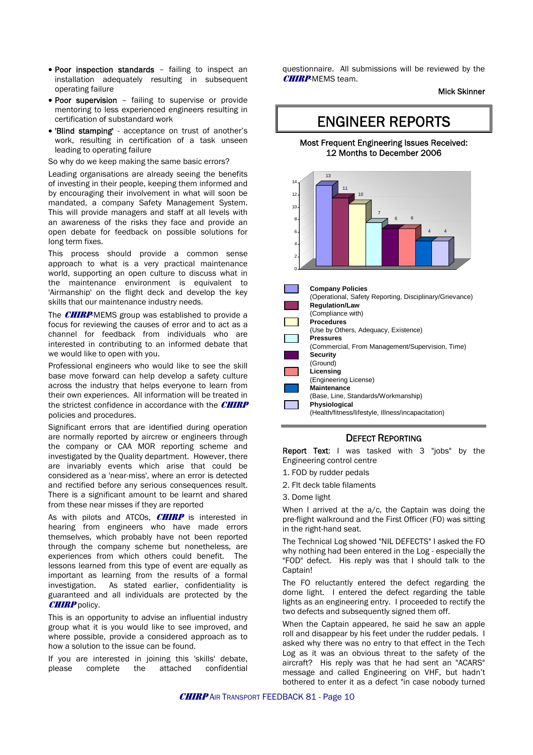- **Poor inspection standards** – failing to inspect an installation adequately resulting in subsequent operating failure
- **Poor supervision** – failing to supervise or provide mentoring to less experienced engineers resulting in certification of substandard work
- **'Blind stamping'** - acceptance on trust of another's work, resulting in certification of a task unseen leading to operating failure

So why do we keep making the same basic errors?

Leading organisations are already seeing the benefits of investing in their people, keeping them informed and by encouraging their involvement in what will soon be mandated, a company Safety Management System. This will provide managers and staff at all levels with an awareness of the risks they face and provide an open debate for feedback on possible solutions for long term fixes.

This process should provide a common sense approach to what is a very practical maintenance world, supporting an open culture to discuss what in the maintenance environment is equivalent to 'Airmanship' on the flight deck and develop the key skills that our maintenance industry needs.

The ***CHIRP*** MEMS group was established to provide a focus for reviewing the causes of error and to act as a channel for feedback from individuals who are interested in contributing to an informed debate that we would like to open with you.

Professional engineers who would like to see the skill base move forward can help develop a safety culture across the industry that helps everyone to learn from their own experiences. All information will be treated in the strictest confidence in accordance with the ***CHIRP*** policies and procedures.

Significant errors that are identified during operation are normally reported by aircrew or engineers through the company or CAA MOR reporting scheme and investigated by the Quality department. However, there are invariably events which arise that could be considered as a 'near-miss', where an error is detected and rectified before any serious consequences result. There is a significant amount to be learnt and shared from these near misses if they are reported

As with pilots and ATCOs, ***CHIRP*** is interested in hearing from engineers who have made errors themselves, which probably have not been reported through the company scheme but nonetheless, are experiences from which others could benefit. The lessons learned from this type of event are equally as important as learning from the results of a formal investigation. As stated earlier, confidentiality is guaranteed and all individuals are protected by the ***CHIRP*** policy.

This is an opportunity to advise an influential industry group what it is you would like to see improved, and where possible, provide a considered approach as to how a solution to the issue can be found.

If you are interested in joining this 'skills' debate, please complete the attached confidential questionnaire. All submissions will be reviewed by the ***CHIRP*** MEMS team.

Mick Skinner

# ENGINEER REPORTS

**Most Frequent Engineering Issues Received: 12 Months to December 2006**

| Category | Number |
|---|---|
| **Company Policies** (Operational, Safety Reporting, Disciplinary/Grievance) | 13 |
| **Regulation/Law** (Compliance with) | 11 |
| **Procedures** (Use by Others, Adequacy, Existence) | 10 |
| **Pressures** (Commercial, From Management/Supervision, Time) | 7 |
| **Security** (Ground) | 6 |
| **Licensing** (Engineering License) | 6 |
| **Maintenance** (Base, Line, Standards/Workmanship) | 4 |
| **Physiological** (Health/fitness/lifestyle, Illness/incapacitation) | 4 |

## DEFECT REPORTING

**Report Text:** I was tasked with 3 "jobs" by the Engineering control centre

1. FOD by rudder pedals
2. Flt deck table filaments
3. Dome light

When I arrived at the a/c, the Captain was doing the pre-flight walkround and the First Officer (FO) was sitting in the right-hand seat.

The Technical Log showed "NIL DEFECTS" I asked the FO why nothing had been entered in the Log - especially the "FOD" defect. His reply was that I should talk to the Captain!

The FO reluctantly entered the defect regarding the dome light. I entered the defect regarding the table lights as an engineering entry. I proceeded to rectify the two defects and subsequently signed them off.

When the Captain appeared, he said he saw an apple roll and disappear by his feet under the rudder pedals. I asked why there was no entry to that effect in the Tech Log as it was an obvious threat to the safety of the aircraft? His reply was that he had sent an "ACARS" message and called Engineering on VHF, but hadn't bothered to enter it as a defect "in case nobody turned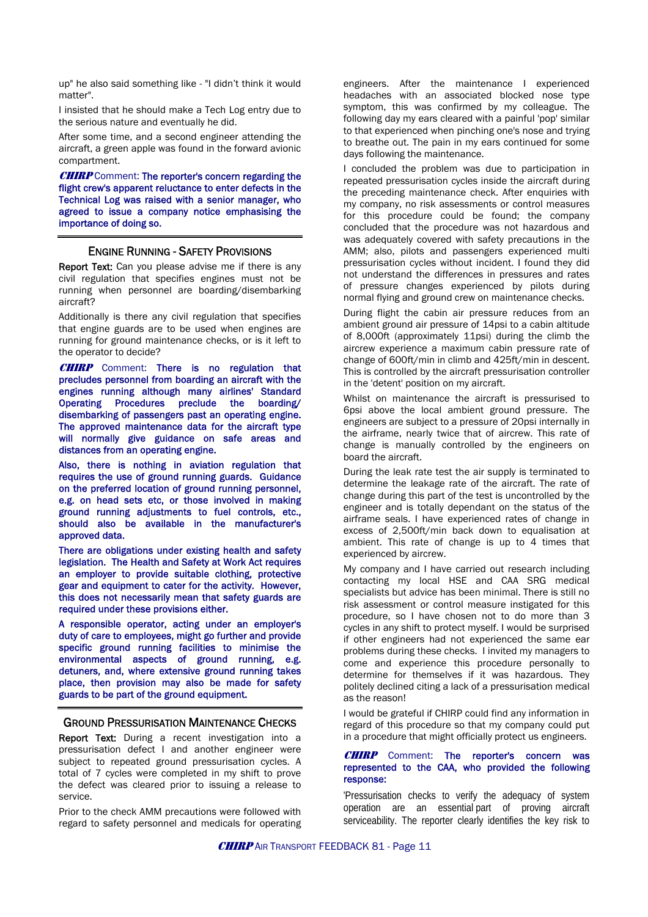up" he also said something like - "I didn't think it would matter".

I insisted that he should make a Tech Log entry due to the serious nature and eventually he did.

After some time, and a second engineer attending the aircraft, a green apple was found in the forward avionic compartment.

***CHIRP* Comment: The reporter's concern regarding the flight crew's apparent reluctance to enter defects in the Technical Log was raised with a senior manager, who agreed to issue a company notice emphasising the importance of doing so.**

## Engine Running - Safety Provisions

**Report Text:** Can you please advise me if there is any civil regulation that specifies engines must not be running when personnel are boarding/disembarking aircraft?

Additionally is there any civil regulation that specifies that engine guards are to be used when engines are running for ground maintenance checks, or is it left to the operator to decide?

***CHIRP* Comment: There is no regulation that precludes personnel from boarding an aircraft with the engines running although many airlines' Standard Operating Procedures preclude the boarding/disembarking of passengers past an operating engine. The approved maintenance data for the aircraft type will normally give guidance on safe areas and distances from an operating engine.**

**Also, there is nothing in aviation regulation that requires the use of ground running guards. Guidance on the preferred location of ground running personnel, e.g. on head sets etc, or those involved in making ground running adjustments to fuel controls, etc., should also be available in the manufacturer's approved data.**

**There are obligations under existing health and safety legislation. The Health and Safety at Work Act requires an employer to provide suitable clothing, protective gear and equipment to cater for the activity. However, this does not necessarily mean that safety guards are required under these provisions either.**

**A responsible operator, acting under an employer's duty of care to employees, might go further and provide specific ground running facilities to minimise the environmental aspects of ground running, e.g. detuners, and, where extensive ground running takes place, then provision may also be made for safety guards to be part of the ground equipment.**

## Ground Pressurisation Maintenance Checks

**Report Text:** During a recent investigation into a pressurisation defect I and another engineer were subject to repeated ground pressurisation cycles. A total of 7 cycles were completed in my shift to prove the defect was cleared prior to issuing a release to service.

Prior to the check AMM precautions were followed with regard to safety personnel and medicals for operating engineers. After the maintenance I experienced headaches with an associated blocked nose type symptom, this was confirmed by my colleague. The following day my ears cleared with a painful 'pop' similar to that experienced when pinching one's nose and trying to breathe out. The pain in my ears continued for some days following the maintenance.

I concluded the problem was due to participation in repeated pressurisation cycles inside the aircraft during the preceding maintenance check. After enquiries with my company, no risk assessments or control measures for this procedure could be found; the company concluded that the procedure was not hazardous and was adequately covered with safety precautions in the AMM; also, pilots and passengers experienced multi pressurisation cycles without incident. I found they did not understand the differences in pressures and rates of pressure changes experienced by pilots during normal flying and ground crew on maintenance checks.

During flight the cabin air pressure reduces from an ambient ground air pressure of 14psi to a cabin altitude of 8,000ft (approximately 11psi) during the climb the aircrew experience a maximum cabin pressure rate of change of 600ft/min in climb and 425ft/min in descent. This is controlled by the aircraft pressurisation controller in the 'detent' position on my aircraft.

Whilst on maintenance the aircraft is pressurised to 6psi above the local ambient ground pressure. The engineers are subject to a pressure of 20psi internally in the airframe, nearly twice that of aircrew. This rate of change is manually controlled by the engineers on board the aircraft.

During the leak rate test the air supply is terminated to determine the leakage rate of the aircraft. The rate of change during this part of the test is uncontrolled by the engineer and is totally dependant on the status of the airframe seals. I have experienced rates of change in excess of 2,500ft/min back down to equalisation at ambient. This rate of change is up to 4 times that experienced by aircrew.

My company and I have carried out research including contacting my local HSE and CAA SRG medical specialists but advice has been minimal. There is still no risk assessment or control measure instigated for this procedure, so I have chosen not to do more than 3 cycles in any shift to protect myself. I would be surprised if other engineers had not experienced the same ear problems during these checks. I invited my managers to come and experience this procedure personally to determine for themselves if it was hazardous. They politely declined citing a lack of a pressurisation medical as the reason!

I would be grateful if CHIRP could find any information in regard of this procedure so that my company could put in a procedure that might officially protect us engineers.

***CHIRP* Comment: The reporter's concern was represented to the CAA, who provided the following response:**

'Pressurisation checks to verify the adequacy of system operation are an essential part of proving aircraft serviceability. The reporter clearly identifies the key risk to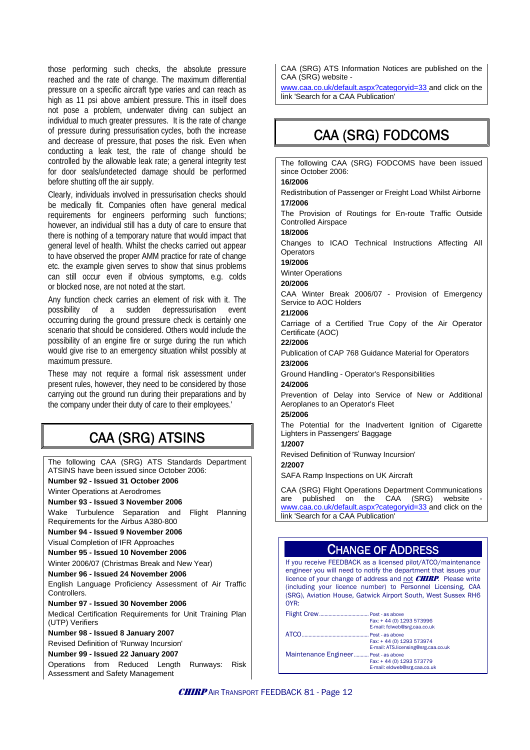those performing such checks, the absolute pressure reached and the rate of change. The maximum differential pressure on a specific aircraft type varies and can reach as high as 11 psi above ambient pressure. This in itself does not pose a problem, underwater diving can subject an individual to much greater pressures. It is the rate of change of pressure during pressurisation cycles, both the increase and decrease of pressure, that poses the risk. Even when conducting a leak test, the rate of change should be controlled by the allowable leak rate; a general integrity test for door seals/undetected damage should be performed before shutting off the air supply.

Clearly, individuals involved in pressurisation checks should be medically fit. Companies often have general medical requirements for engineers performing such functions; however, an individual still has a duty of care to ensure that there is nothing of a temporary nature that would impact that general level of health. Whilst the checks carried out appear to have observed the proper AMM practice for rate of change etc. the example given serves to show that sinus problems can still occur even if obvious symptoms, e.g. colds or blocked nose, are not noted at the start.

Any function check carries an element of risk with it. The possibility of a sudden depressurisation event occurring during the ground pressure check is certainly one scenario that should be considered. Others would include the possibility of an engine fire or surge during the run which would give rise to an emergency situation whilst possibly at maximum pressure.

These may not require a formal risk assessment under present rules, however, they need to be considered by those carrying out the ground run during their preparations and by the company under their duty of care to their employees.'

## CAA (SRG) ATSINS

The following CAA (SRG) ATS Standards Department ATSINS have been issued since October 2006:

**Number 92 - Issued 31 October 2006**

Winter Operations at Aerodromes

**Number 93 - Issued 3 November 2006**

Wake Turbulence Separation and Flight Planning Requirements for the Airbus A380-800

**Number 94 - Issued 9 November 2006**

Visual Completion of IFR Approaches

**Number 95 - Issued 10 November 2006**

Winter 2006/07 (Christmas Break and New Year)

**Number 96 - Issued 24 November 2006**

English Language Proficiency Assessment of Air Traffic Controllers.

**Number 97 - Issued 30 November 2006**

Medical Certification Requirements for Unit Training Plan (UTP) Verifiers

**Number 98 - Issued 8 January 2007**

Revised Definition of 'Runway Incursion'

**Number 99 - Issued 22 January 2007**

Operations from Reduced Length Runways: Risk Assessment and Safety Management

CAA (SRG) ATS Information Notices are published on the CAA (SRG) website - www.caa.co.uk/default.aspx?categoryid=33 and click on the link 'Search for a CAA Publication'

## CAA (SRG) FODCOMS

The following CAA (SRG) FODCOMS have been issued since October 2006:

**16/2006**

Redistribution of Passenger or Freight Load Whilst Airborne

**17/2006**

The Provision of Routings for En-route Traffic Outside Controlled Airspace

**18/2006**

Changes to ICAO Technical Instructions Affecting All Operators

**19/2006**

Winter Operations

**20/2006**

CAA Winter Break 2006/07 - Provision of Emergency Service to AOC Holders

**21/2006**

Carriage of a Certified True Copy of the Air Operator Certificate (AOC)

**22/2006**

Publication of CAP 768 Guidance Material for Operators

**23/2006**

Ground Handling - Operator's Responsibilities

**24/2006**

Prevention of Delay into Service of New or Additional Aeroplanes to an Operator's Fleet

**25/2006**

The Potential for the Inadvertent Ignition of Cigarette Lighters in Passengers' Baggage

**1/2007**

Revised Definition of 'Runway Incursion'

**2/2007**

SAFA Ramp Inspections on UK Aircraft

CAA (SRG) Flight Operations Department Communications are published on the CAA (SRG) website - www.caa.co.uk/default.aspx?categoryid=33 and click on the link 'Search for a CAA Publication'

## CHANGE OF ADDRESS

If you receive FEEDBACK as a licensed pilot/ATCO/maintenance engineer you will need to notify the department that issues your licence of your change of address and not ***CHIRP***. Please write (including your licence number) to Personnel Licensing, CAA (SRG), Aviation House, Gatwick Airport South, West Sussex RH6 0YR:

| | |
|---|---|
| Flight Crew | Post - as above<br>Fax: + 44 (0) 1293 573996<br>E-mail: fclweb@srg.caa.co.uk |
| ATCO | Post - as above<br>Fax: + 44 (0) 1293 573974<br>E-mail: ATS.licensing@srg.caa.co.uk |
| Maintenance Engineer | Post - as above<br>Fax: + 44 (0) 1293 573779<br>E-mail: eldweb@srg.caa.co.uk |